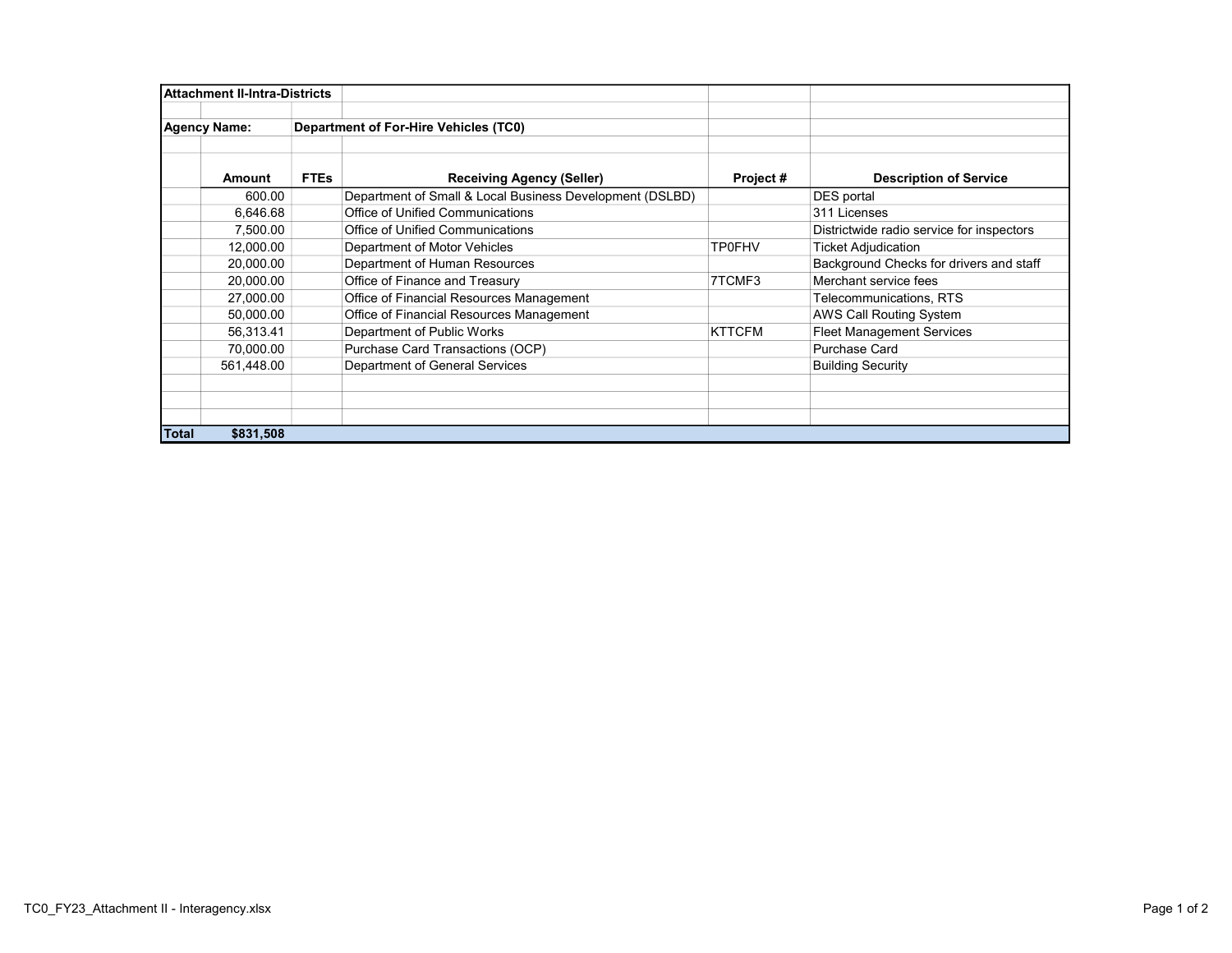**Attachment II-Intra-Districts**

**Agency Name:** **Department of For-Hire Vehicles (TC0)**

| Amount | FTEs | Receiving Agency (Seller) | Project # | Description of Service |
|---:|---|---|---|---|
| 600.00 | | Department of Small & Local Business Development (DSLBD) | | DES portal |
| 6,646.68 | | Office of Unified Communications | | 311 Licenses |
| 7,500.00 | | Office of Unified Communications | | Districtwide radio service for inspectors |
| 12,000.00 | | Department of Motor Vehicles | TP0FHV | Ticket Adjudication |
| 20,000.00 | | Department of Human Resources | | Background Checks for drivers and staff |
| 20,000.00 | | Office of Finance and Treasury | 7TCMF3 | Merchant service fees |
| 27,000.00 | | Office of Financial Resources Management | | Telecommunications, RTS |
| 50,000.00 | | Office of Financial Resources Management | | AWS Call Routing System |
| 56,313.41 | | Department of Public Works | KTTCFM | Fleet Management Services |
| 70,000.00 | | Purchase Card Transactions (OCP) | | Purchase Card |
| 561,448.00 | | Department of General Services | | Building Security |
| **Total $831,508** | | | | |

TC0_FY23_Attachment II - Interagency.xlsx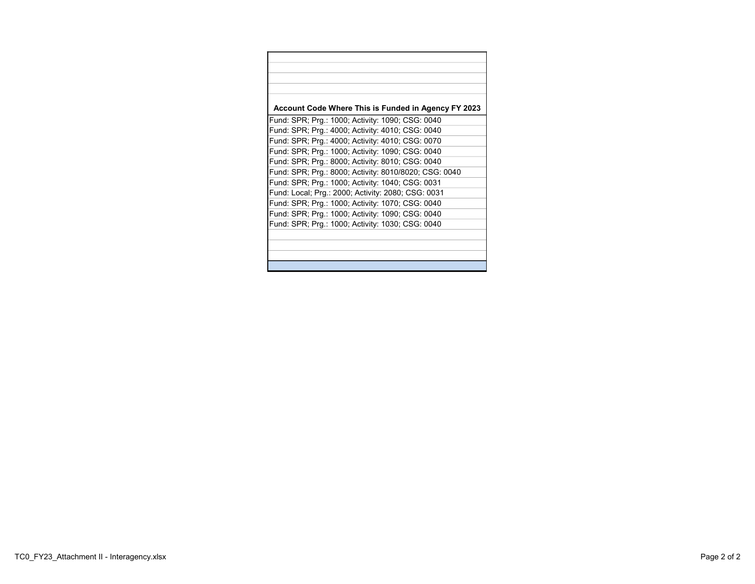| Account Code Where This is Funded in Agency FY 2023 |
|---|
| Fund: SPR; Prg.: 1000; Activity: 1090; CSG: 0040 |
| Fund: SPR; Prg.: 4000; Activity: 4010; CSG: 0040 |
| Fund: SPR; Prg.: 4000; Activity: 4010; CSG: 0070 |
| Fund: SPR; Prg.: 1000; Activity: 1090; CSG: 0040 |
| Fund: SPR; Prg.: 8000; Activity: 8010; CSG: 0040 |
| Fund: SPR; Prg.: 8000; Activity: 8010/8020; CSG: 0040 |
| Fund: SPR; Prg.: 1000; Activity: 1040; CSG: 0031 |
| Fund: Local; Prg.: 2000; Activity: 2080; CSG: 0031 |
| Fund: SPR; Prg.: 1000; Activity: 1070; CSG: 0040 |
| Fund: SPR; Prg.: 1000; Activity: 1090; CSG: 0040 |
| Fund: SPR; Prg.: 1000; Activity: 1030; CSG: 0040 |
| |
| |
| |
| |